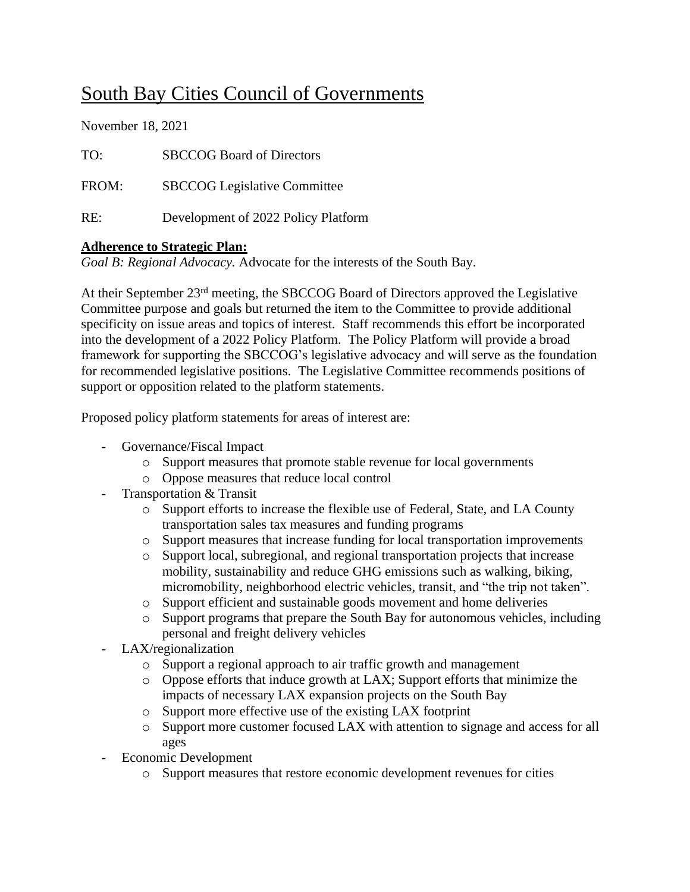# South Bay Cities Council of Governments

November 18, 2021

TO: SBCCOG Board of Directors

FROM: SBCCOG Legislative Committee

RE: Development of 2022 Policy Platform

**Adherence to Strategic Plan:**

*Goal B: Regional Advocacy.* Advocate for the interests of the South Bay.

At their September 23rd meeting, the SBCCOG Board of Directors approved the Legislative Committee purpose and goals but returned the item to the Committee to provide additional specificity on issue areas and topics of interest. Staff recommends this effort be incorporated into the development of a 2022 Policy Platform. The Policy Platform will provide a broad framework for supporting the SBCCOG's legislative advocacy and will serve as the foundation for recommended legislative positions. The Legislative Committee recommends positions of support or opposition related to the platform statements.

Proposed policy platform statements for areas of interest are:

- Governance/Fiscal Impact
  - Support measures that promote stable revenue for local governments
  - Oppose measures that reduce local control
- Transportation & Transit
  - Support efforts to increase the flexible use of Federal, State, and LA County transportation sales tax measures and funding programs
  - Support measures that increase funding for local transportation improvements
  - Support local, subregional, and regional transportation projects that increase mobility, sustainability and reduce GHG emissions such as walking, biking, micromobility, neighborhood electric vehicles, transit, and "the trip not taken".
  - Support efficient and sustainable goods movement and home deliveries
  - Support programs that prepare the South Bay for autonomous vehicles, including personal and freight delivery vehicles
- LAX/regionalization
  - Support a regional approach to air traffic growth and management
  - Oppose efforts that induce growth at LAX; Support efforts that minimize the impacts of necessary LAX expansion projects on the South Bay
  - Support more effective use of the existing LAX footprint
  - Support more customer focused LAX with attention to signage and access for all ages
- Economic Development
  - Support measures that restore economic development revenues for cities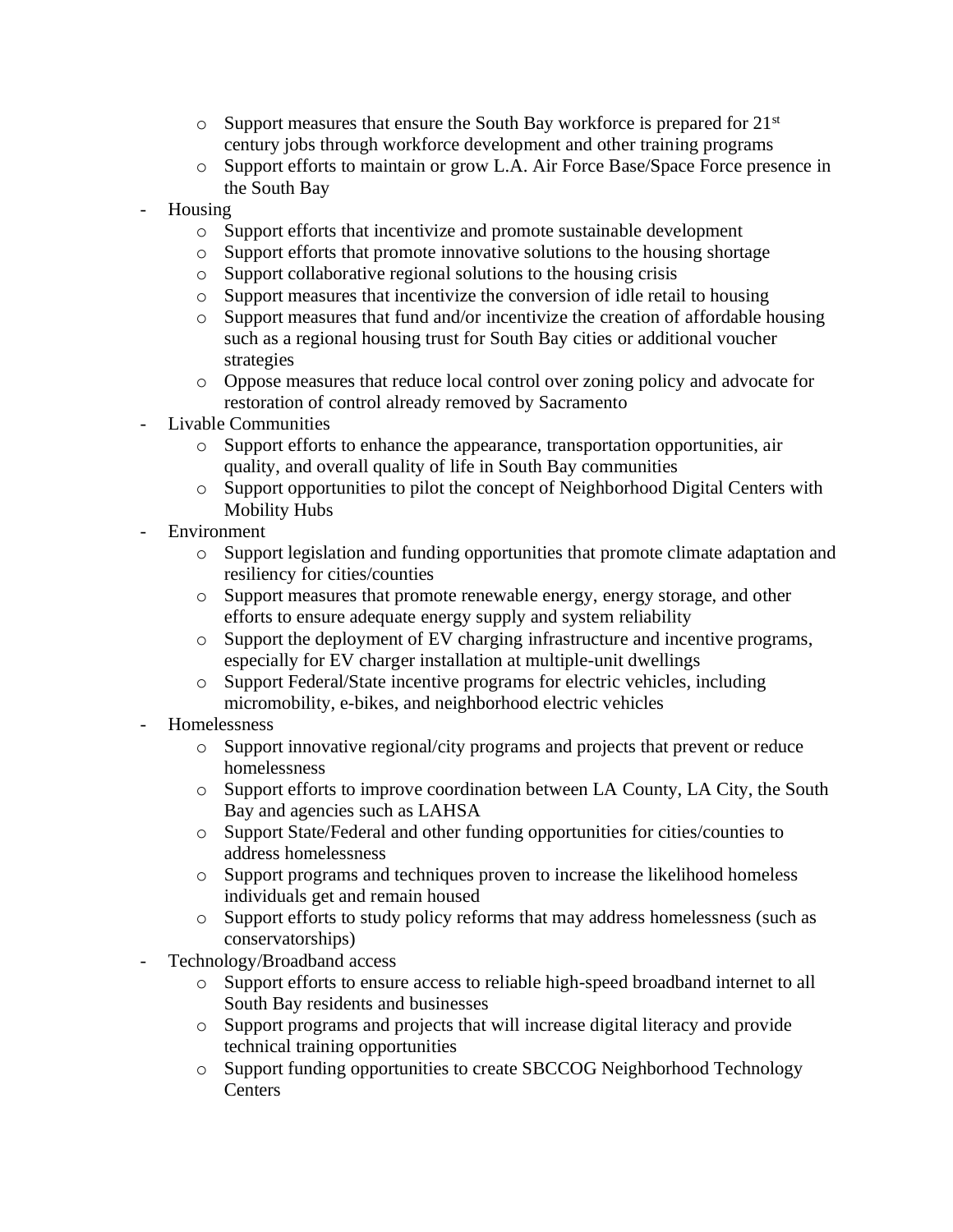- Support measures that ensure the South Bay workforce is prepared for 21st century jobs through workforce development and other training programs
    - Support efforts to maintain or grow L.A. Air Force Base/Space Force presence in the South Bay
- Housing
    - Support efforts that incentivize and promote sustainable development
    - Support efforts that promote innovative solutions to the housing shortage
    - Support collaborative regional solutions to the housing crisis
    - Support measures that incentivize the conversion of idle retail to housing
    - Support measures that fund and/or incentivize the creation of affordable housing such as a regional housing trust for South Bay cities or additional voucher strategies
    - Oppose measures that reduce local control over zoning policy and advocate for restoration of control already removed by Sacramento
- Livable Communities
    - Support efforts to enhance the appearance, transportation opportunities, air quality, and overall quality of life in South Bay communities
    - Support opportunities to pilot the concept of Neighborhood Digital Centers with Mobility Hubs
- Environment
    - Support legislation and funding opportunities that promote climate adaptation and resiliency for cities/counties
    - Support measures that promote renewable energy, energy storage, and other efforts to ensure adequate energy supply and system reliability
    - Support the deployment of EV charging infrastructure and incentive programs, especially for EV charger installation at multiple-unit dwellings
    - Support Federal/State incentive programs for electric vehicles, including micromobility, e-bikes, and neighborhood electric vehicles
- Homelessness
    - Support innovative regional/city programs and projects that prevent or reduce homelessness
    - Support efforts to improve coordination between LA County, LA City, the South Bay and agencies such as LAHSA
    - Support State/Federal and other funding opportunities for cities/counties to address homelessness
    - Support programs and techniques proven to increase the likelihood homeless individuals get and remain housed
    - Support efforts to study policy reforms that may address homelessness (such as conservatorships)
- Technology/Broadband access
    - Support efforts to ensure access to reliable high-speed broadband internet to all South Bay residents and businesses
    - Support programs and projects that will increase digital literacy and provide technical training opportunities
    - Support funding opportunities to create SBCCOG Neighborhood Technology Centers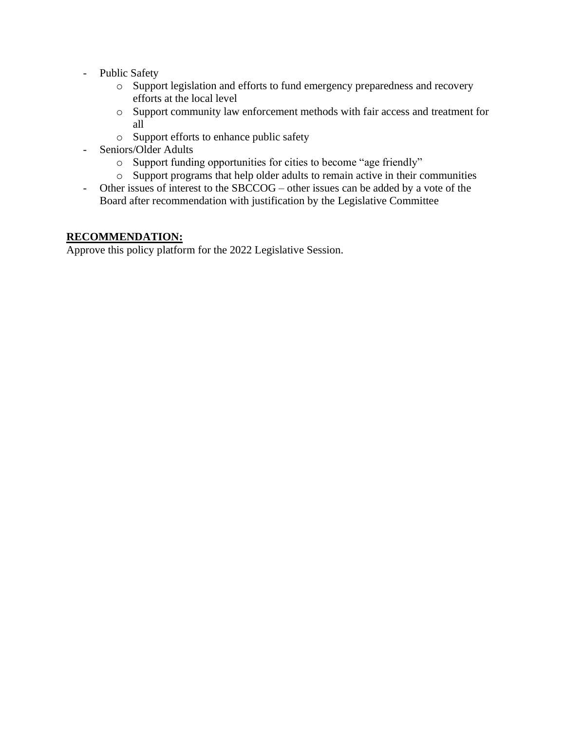- Public Safety
  - Support legislation and efforts to fund emergency preparedness and recovery efforts at the local level
  - Support community law enforcement methods with fair access and treatment for all
  - Support efforts to enhance public safety
- Seniors/Older Adults
  - Support funding opportunities for cities to become "age friendly"
  - Support programs that help older adults to remain active in their communities
- Other issues of interest to the SBCCOG – other issues can be added by a vote of the Board after recommendation with justification by the Legislative Committee

**RECOMMENDATION:**

Approve this policy platform for the 2022 Legislative Session.